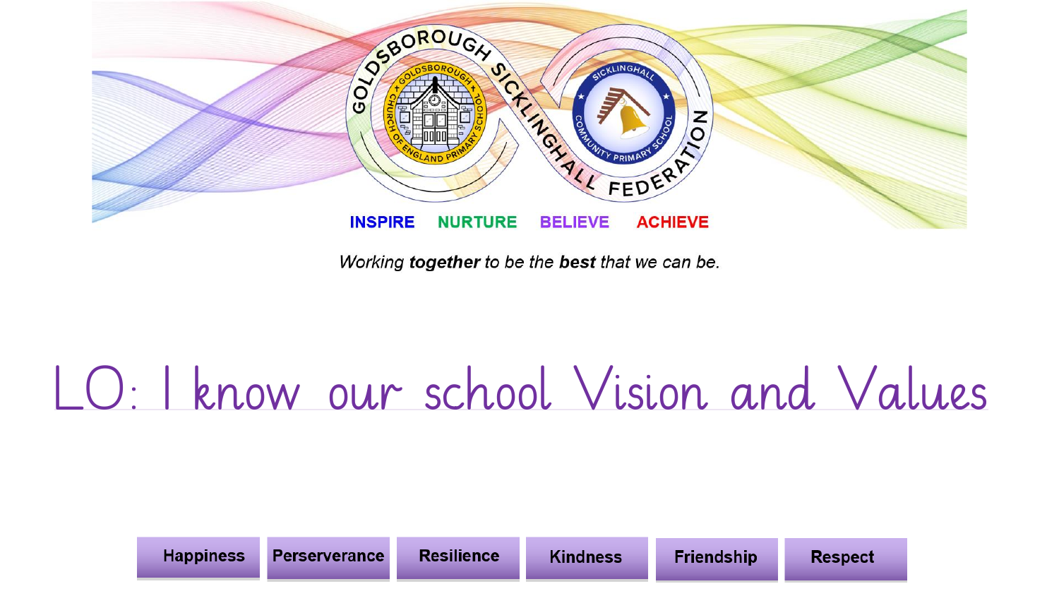GOLDSBOROUGH SICKLINGHALL FEDERATION

**INSPIRE** **NURTURE** **BELIEVE** **ACHIEVE**

*Working **together** to be the **best** that we can be.*

# LO: I know our school Vision and Values

| Happiness | Perserverance | Resilience | Kindness | Friendship | Respect |
|---|---|---|---|---|---|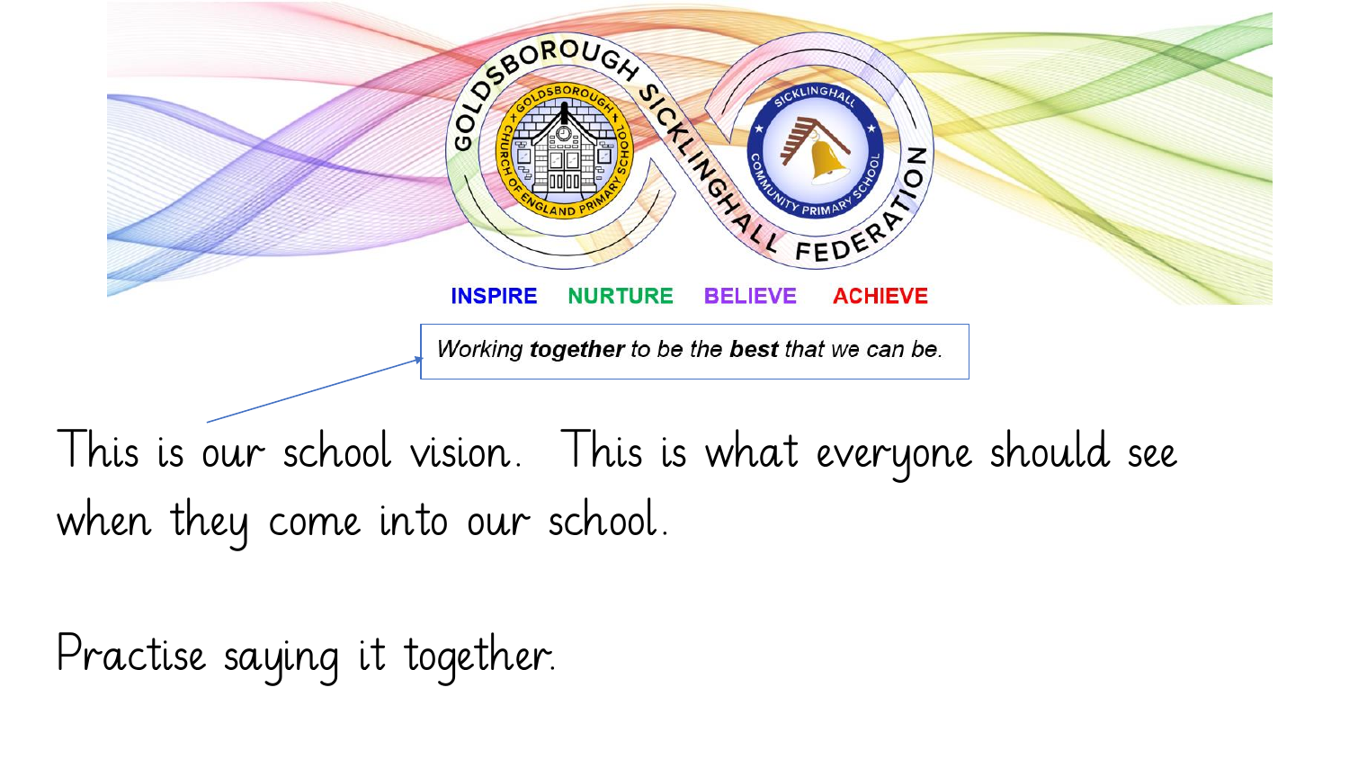GOLDSBOROUGH SICKLINGHALL FEDERATION

**INSPIRE** **NURTURE** **BELIEVE** **ACHIEVE**

*Working **together** to be the **best** that we can be.*

This is our school vision. This is what everyone should see when they come into our school.

Practise saying it together.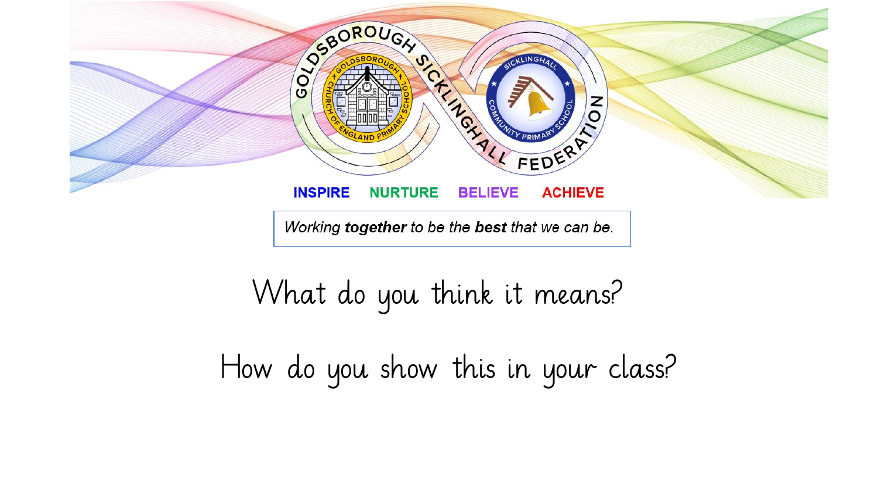GOLDSBOROUGH SICKLINGHALL FEDERATION

**INSPIRE NURTURE BELIEVE ACHIEVE**

*Working* ***together*** *to be the* ***best*** *that we can be.*

What do you think it means?

How do you show this in your class?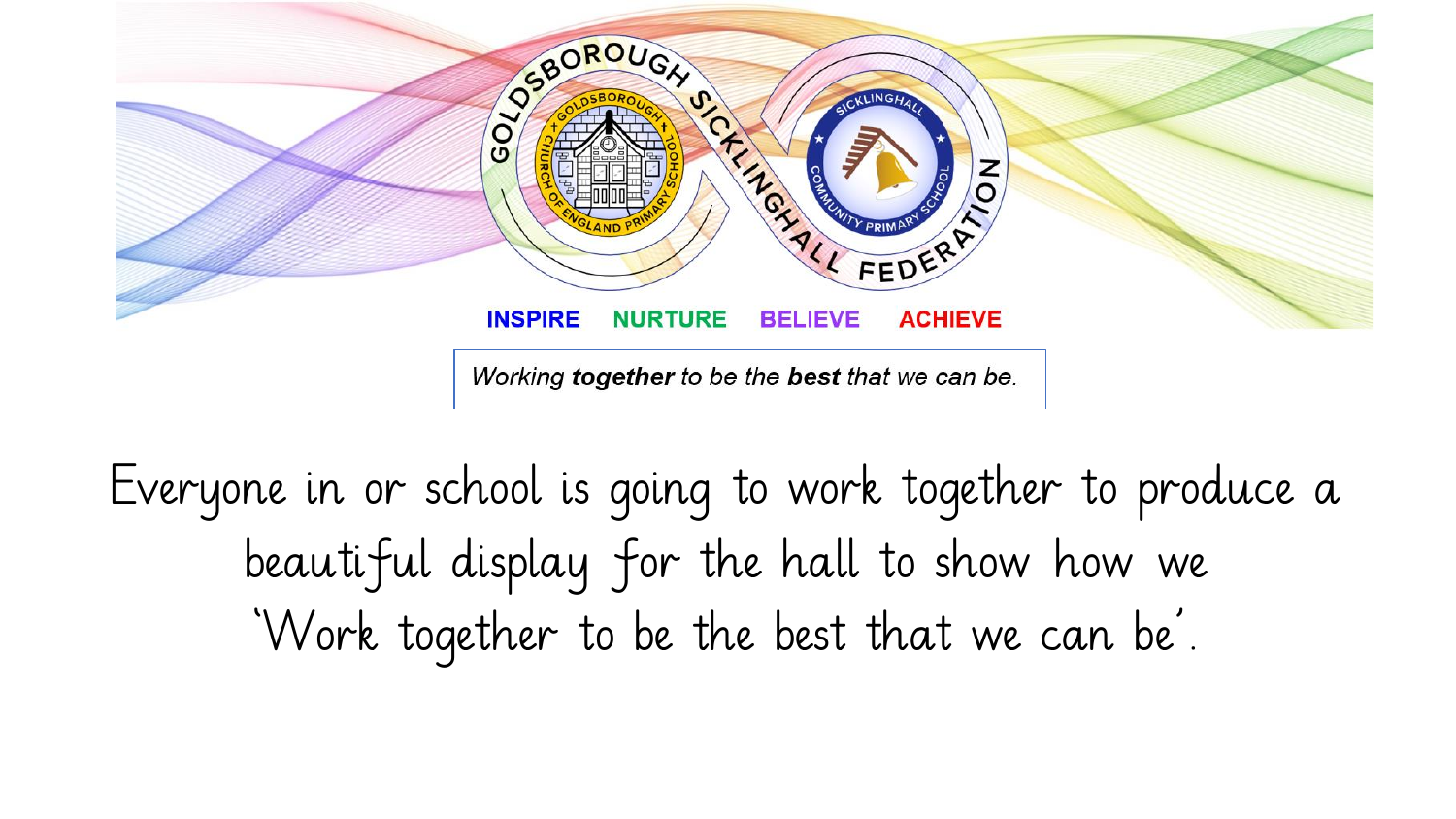GOLDSBOROUGH SICKLINGHALL FEDERATION

INSPIRE NURTURE BELIEVE ACHIEVE

*Working **together** to be the **best** that we can be.*

Everyone in or school is going to work together to produce a beautiful display for the hall to show how we 'Work together to be the best that we can be'.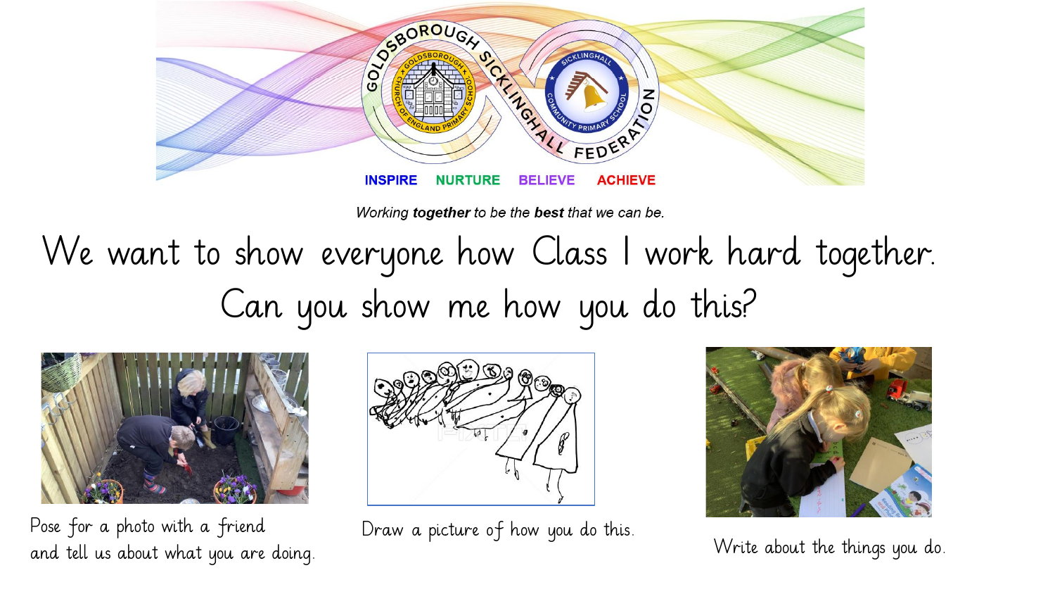GOLDSBOROUGH SICKLINGHALL FEDERATION

INSPIRE NURTURE BELIEVE ACHIEVE

*Working **together** to be the **best** that we can be.*

# We want to show everyone how Class 1 work hard together.

# Can you show me how you do this?

Pose for a photo with a friend and tell us about what you are doing.

Draw a picture of how you do this.

Write about the things you do.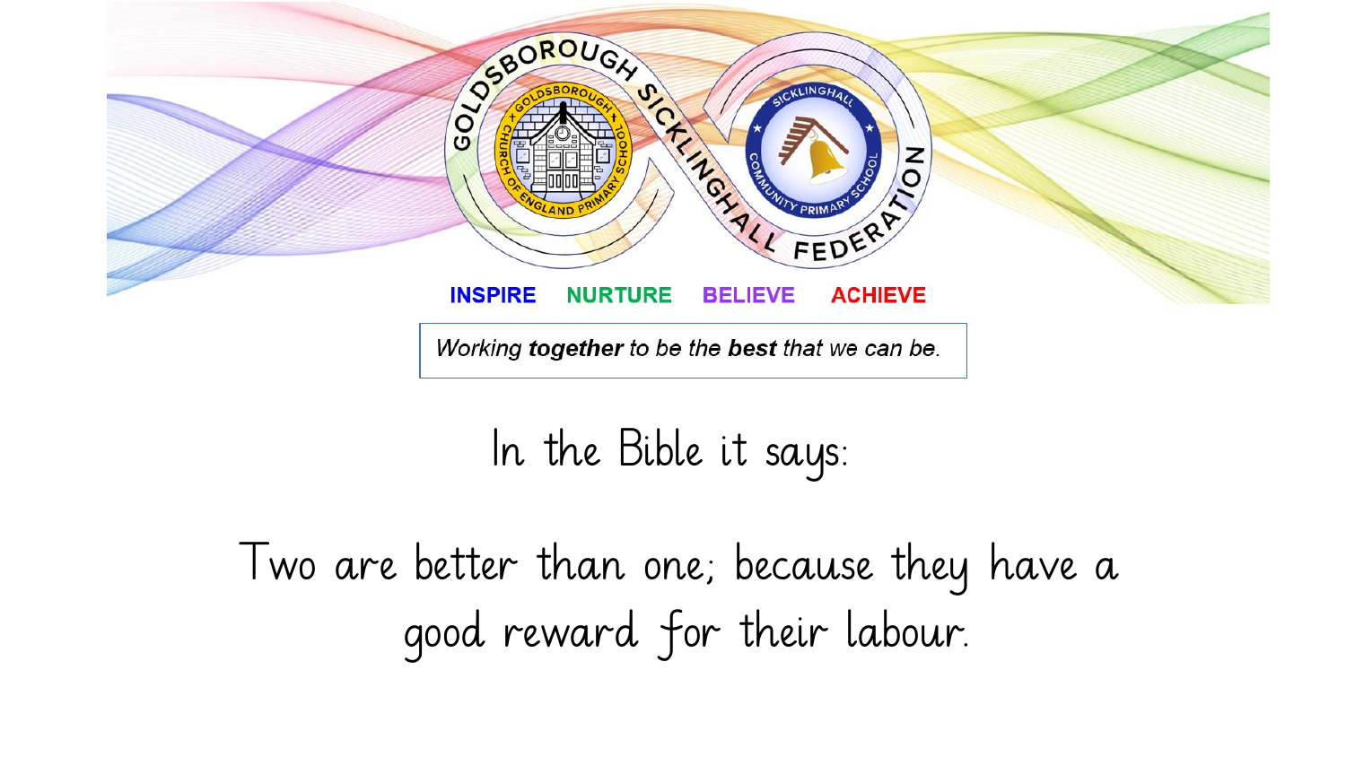INSPIRE NURTURE BELIEVE ACHIEVE

*Working **together** to be the **best** that we can be.*

In the Bible it says:

Two are better than one; because they have a good reward for their labour.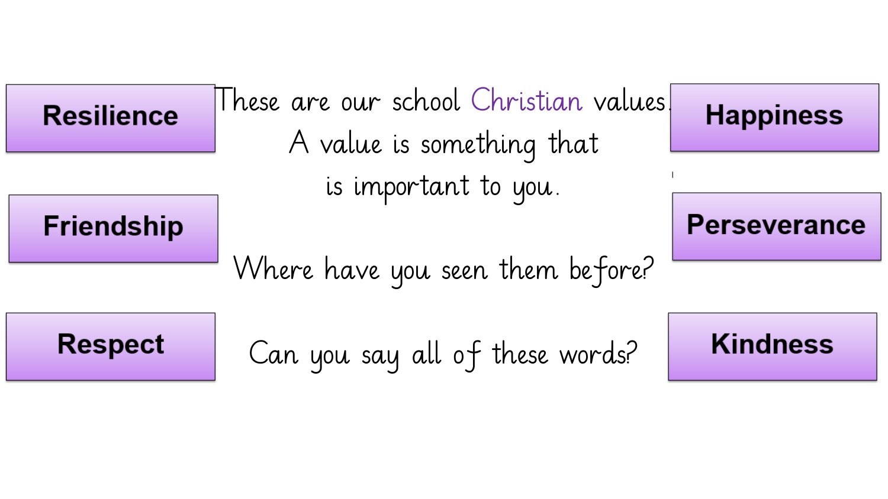These are our school Christian values.
A value is something that
is important to you.

Where have you seen them before?

Can you say all of these words?

**Resilience**

**Friendship**

**Respect**

**Happiness**

**Perseverance**

**Kindness**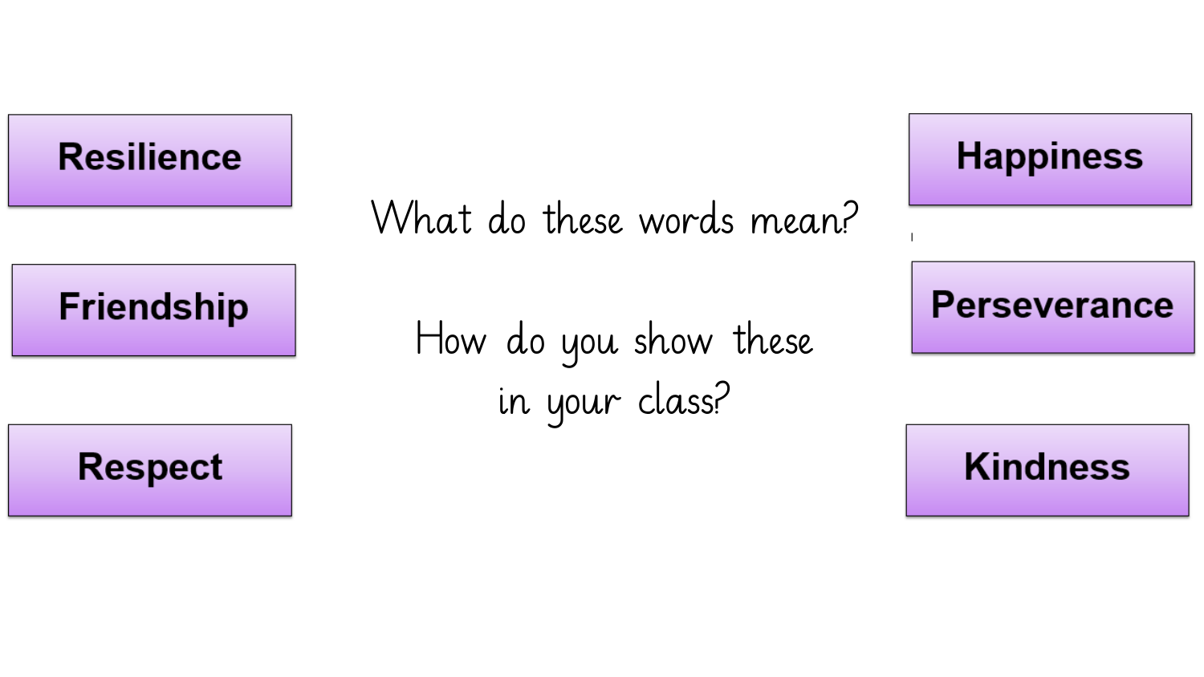**Resilience**

**Friendship**

**Respect**

What do these words mean?

How do you show these in your class?

**Happiness**

**Perseverance**

**Kindness**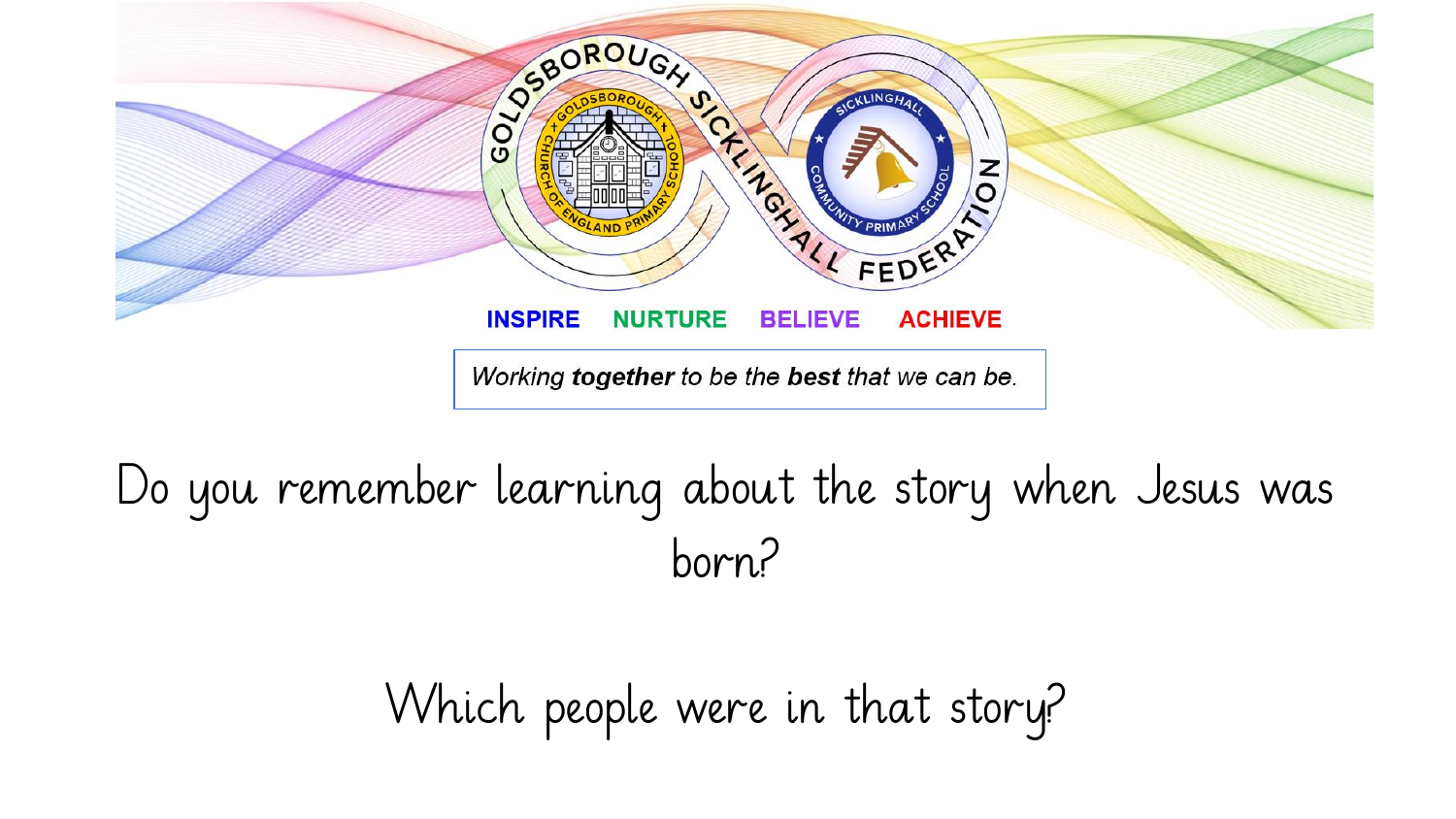INSPIRE NURTURE BELIEVE ACHIEVE

*Working **together** to be the **best** that we can be.*

Do you remember learning about the story when Jesus was born?

Which people were in that story?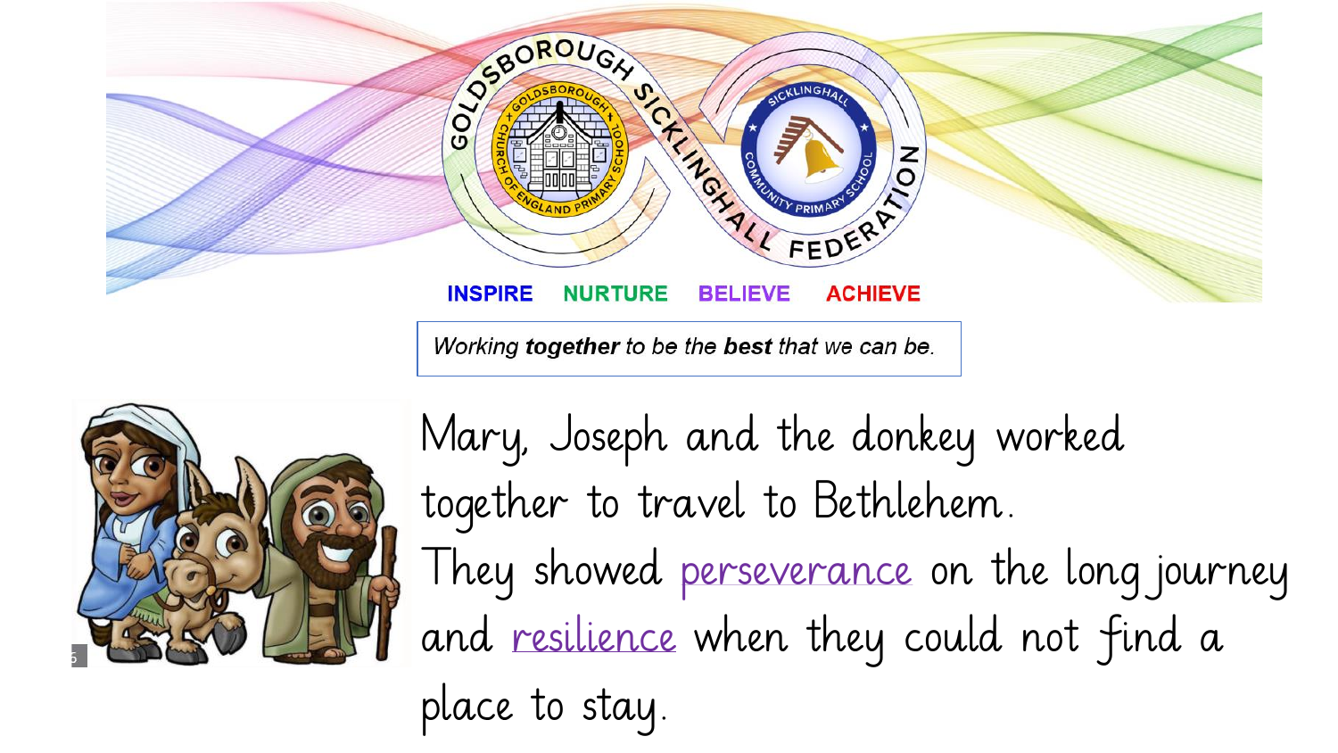INSPIRE NURTURE BELIEVE ACHIEVE

*Working **together** to be the **best** that we can be.*

Mary, Joseph and the donkey worked together to travel to Bethlehem.

They showed perseverance on the long journey and resilience when they could not find a place to stay.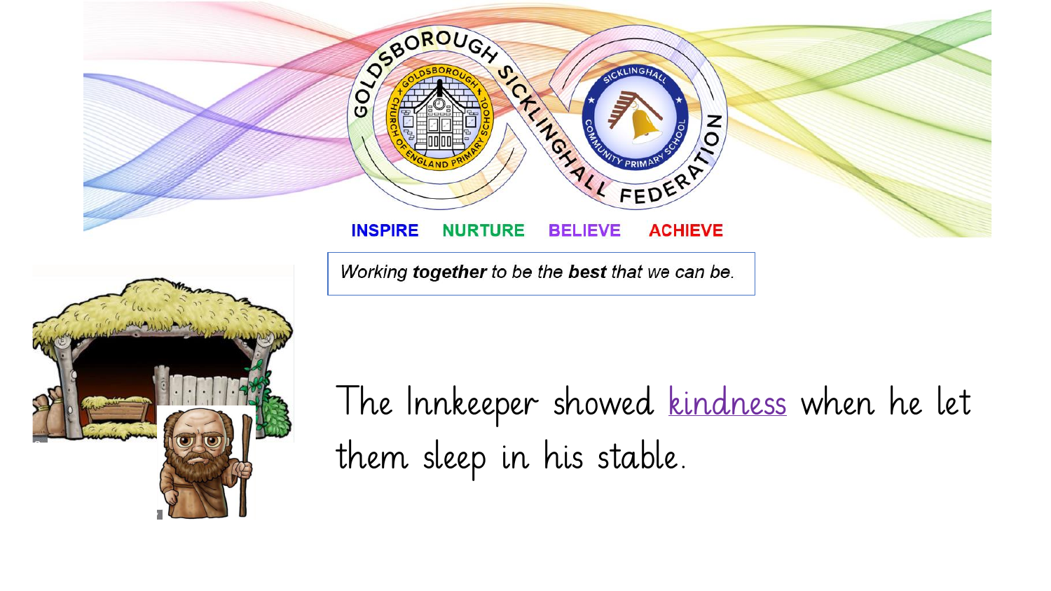INSPIRE NURTURE BELIEVE ACHIEVE

*Working **together** to be the **best** that we can be.*

The Innkeeper showed kindness when he let them sleep in his stable.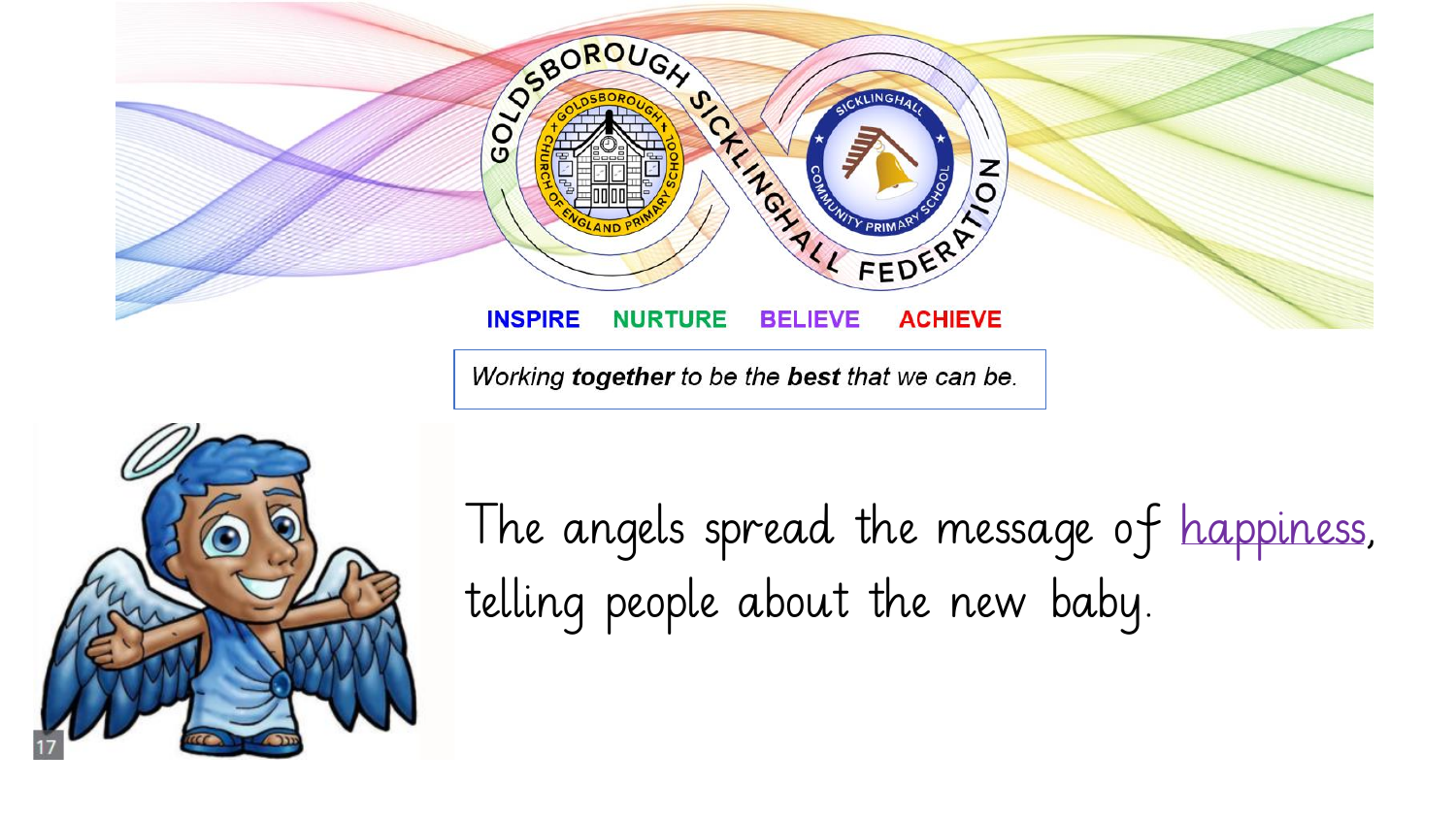INSPIRE NURTURE BELIEVE ACHIEVE

*Working **together** to be the **best** that we can be.*

The angels spread the message of happiness, telling people about the new baby.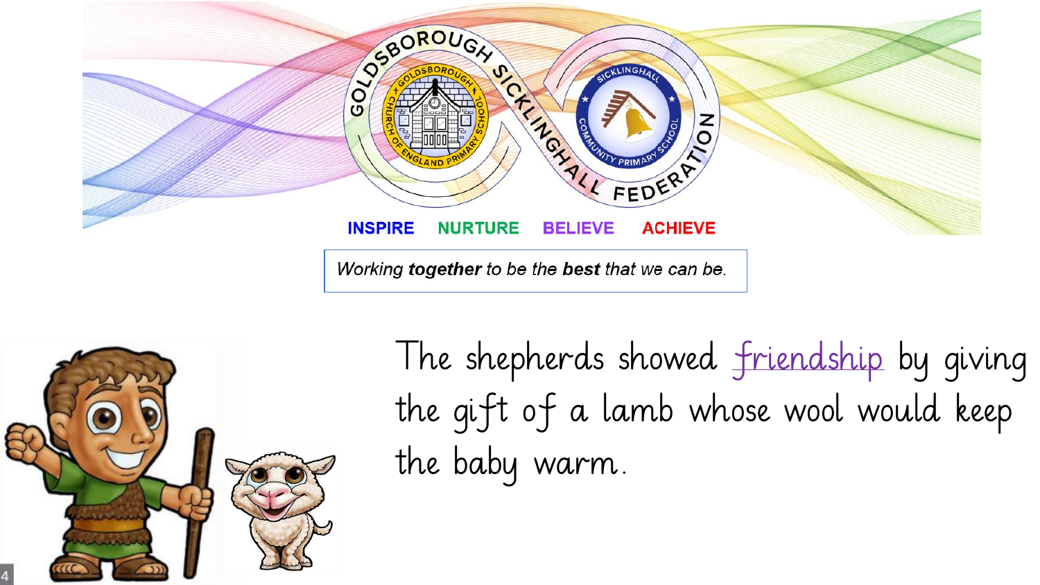INSPIRE NURTURE BELIEVE ACHIEVE

*Working* ***together*** *to be the* ***best*** *that we can be.*

The shepherds showed friendship by giving the gift of a lamb whose wool would keep the baby warm.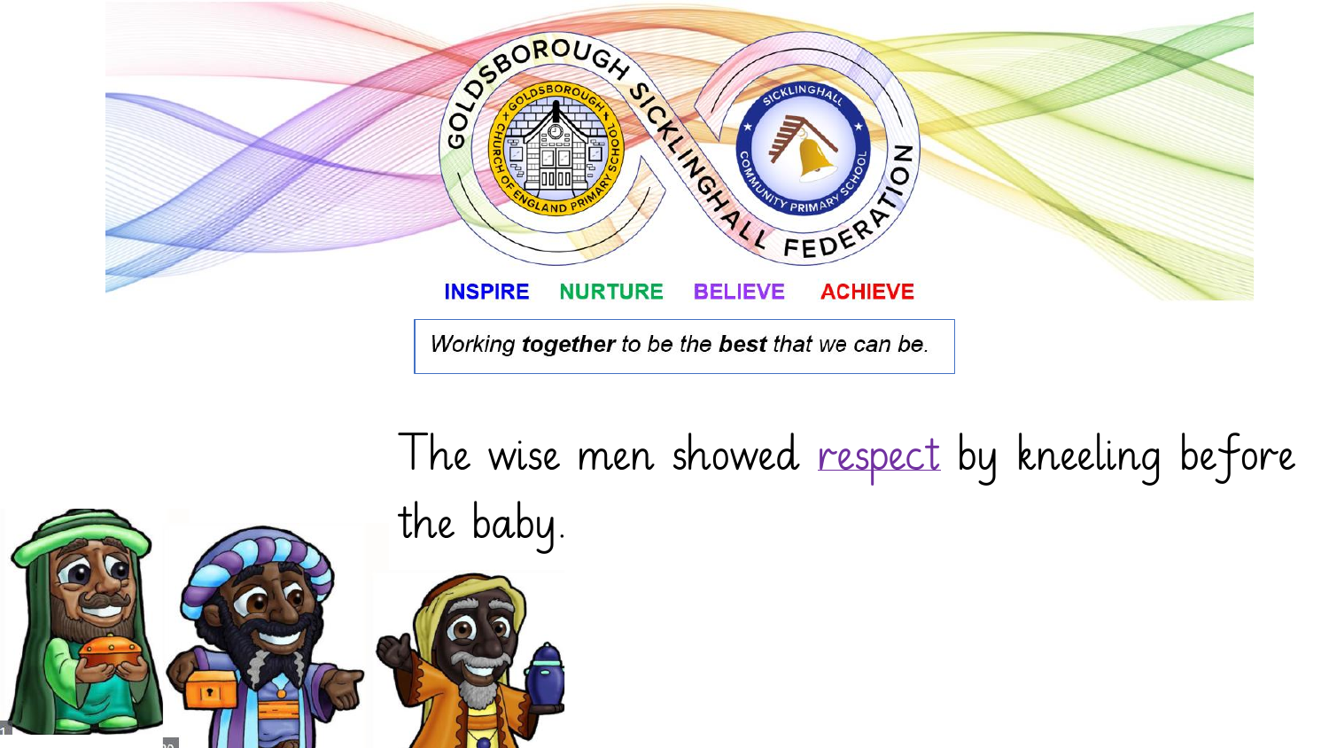INSPIRE NURTURE BELIEVE ACHIEVE

*Working **together** to be the **best** that we can be.*

The wise men showed respect by kneeling before the baby.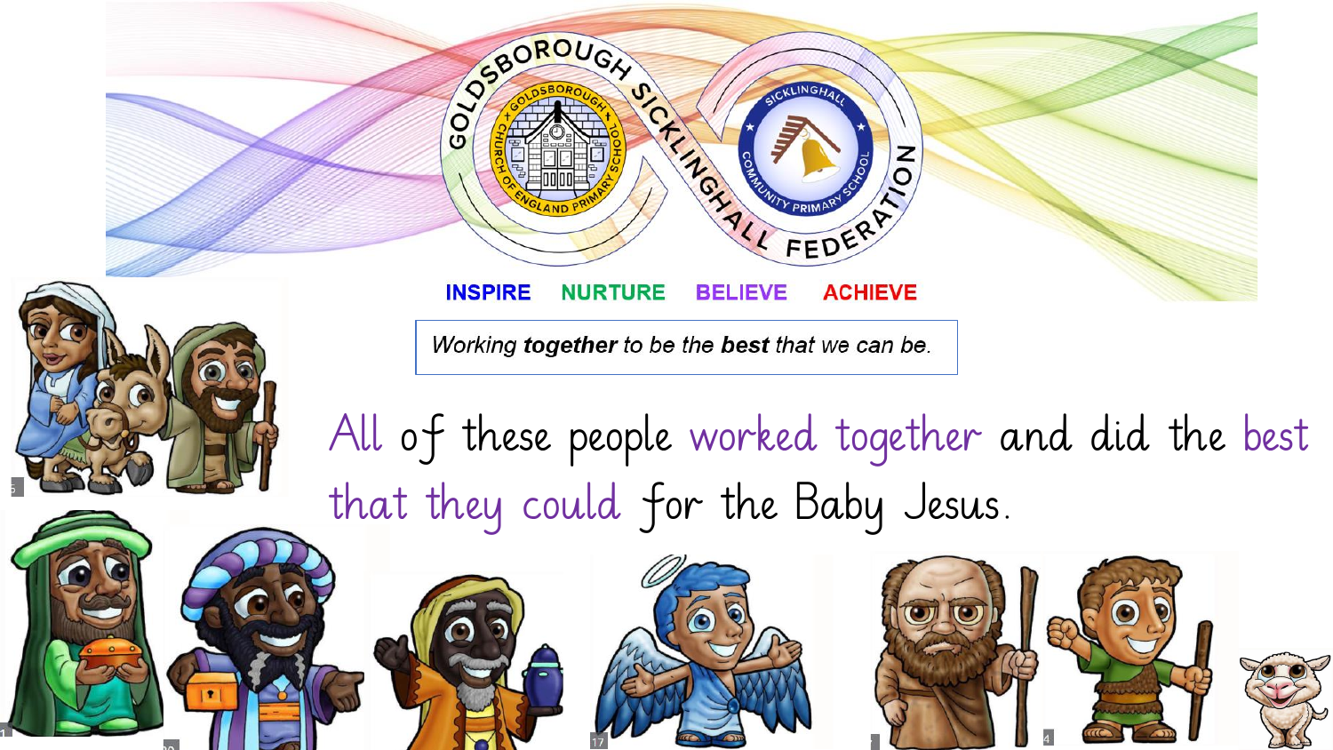GOLDSBOROUGH SICKLINGHALL FEDERATION

INSPIRE NURTURE BELIEVE ACHIEVE

*Working **together** to be the **best** that we can be.*

All of these people worked together and did the best that they could for the Baby Jesus.